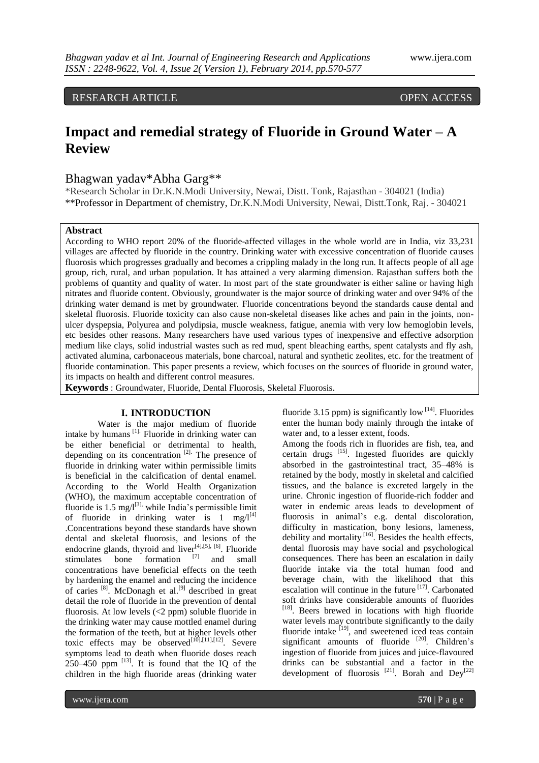RESEARCH ARTICLE OPEN ACCESS

# Impact and remedial strategy of Fluoride in Ground Water – A Review

Bhagwan yadav*Abha Garg**

*Research Scholar in Dr.K.N.Modi University, Newai, Distt. Tonk, Rajasthan - 304021 (India)
**Professor in Department of chemistry, Dr.K.N.Modi University, Newai, Distt.Tonk, Raj. - 304021

## Abstract

According to WHO report 20% of the fluoride-affected villages in the whole world are in India, viz 33,231 villages are affected by fluoride in the country. Drinking water with excessive concentration of fluoride causes fluorosis which progresses gradually and becomes a crippling malady in the long run. It affects people of all age group, rich, rural, and urban population. It has attained a very alarming dimension. Rajasthan suffers both the problems of quantity and quality of water. In most part of the state groundwater is either saline or having high nitrates and fluoride content. Obviously, groundwater is the major source of drinking water and over 94% of the drinking water demand is met by groundwater. Fluoride concentrations beyond the standards cause dental and skeletal fluorosis. Fluoride toxicity can also cause non-skeletal diseases like aches and pain in the joints, non-ulcer dyspepsia, Polyurea and polydipsia, muscle weakness, fatigue, anemia with very low hemoglobin levels, etc besides other reasons. Many researchers have used various types of inexpensive and effective adsorption medium like clays, solid industrial wastes such as red mud, spent bleaching earths, spent catalysts and fly ash, activated alumina, carbonaceous materials, bone charcoal, natural and synthetic zeolites, etc. for the treatment of fluoride contamination. This paper presents a review, which focuses on the sources of fluoride in ground water, its impacts on health and different control measures.

**Keywords** : Groundwater, Fluoride, Dental Fluorosis, Skeletal Fluorosis.

## I. INTRODUCTION

Water is the major medium of fluoride intake by humans [1]. Fluoride in drinking water can be either beneficial or detrimental to health, depending on its concentration [2]. The presence of fluoride in drinking water within permissible limits is beneficial in the calcification of dental enamel. According to the World Health Organization (WHO), the maximum acceptable concentration of fluoride is 1.5 mg/l[3], while India's permissible limit of fluoride in drinking water is 1 mg/l[4] .Concentrations beyond these standards have shown dental and skeletal fluorosis, and lesions of the endocrine glands, thyroid and liver[4],[5], [6]. Fluoride stimulates bone formation [7] and small concentrations have beneficial effects on the teeth by hardening the enamel and reducing the incidence of caries [8]. McDonagh et al.[9] described in great detail the role of fluoride in the prevention of dental fluorosis. At low levels (<2 ppm) soluble fluoride in the drinking water may cause mottled enamel during the formation of the teeth, but at higher levels other toxic effects may be observed[10],[11],[12]. Severe symptoms lead to death when fluoride doses reach 250–450 ppm [13]. It is found that the IQ of the children in the high fluoride areas (drinking water fluoride 3.15 ppm) is significantly low [14]. Fluorides enter the human body mainly through the intake of water and, to a lesser extent, foods.

Among the foods rich in fluorides are fish, tea, and certain drugs [15]. Ingested fluorides are quickly absorbed in the gastrointestinal tract, 35–48% is retained by the body, mostly in skeletal and calcified tissues, and the balance is excreted largely in the urine. Chronic ingestion of fluoride-rich fodder and water in endemic areas leads to development of fluorosis in animal's e.g. dental discoloration, difficulty in mastication, bony lesions, lameness, debility and mortality [16]. Besides the health effects, dental fluorosis may have social and psychological consequences. There has been an escalation in daily fluoride intake via the total human food and beverage chain, with the likelihood that this escalation will continue in the future [17]. Carbonated soft drinks have considerable amounts of fluorides [18]. Beers brewed in locations with high fluoride water levels may contribute significantly to the daily fluoride intake [19], and sweetened iced teas contain significant amounts of fluoride [20]. Children's ingestion of fluoride from juices and juice-flavoured drinks can be substantial and a factor in the development of fluorosis [21]. Borah and Dey[22]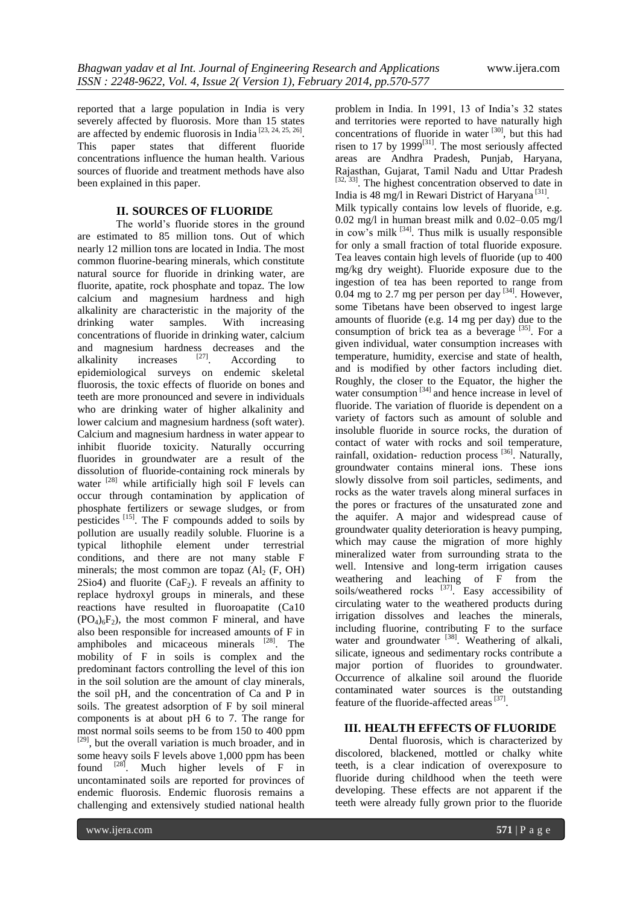reported that a large population in India is very severely affected by fluorosis. More than 15 states are affected by endemic fluorosis in India [23, 24, 25, 26]. This paper states that different fluoride concentrations influence the human health. Various sources of fluoride and treatment methods have also been explained in this paper.

## II. SOURCES OF FLUORIDE

The world's fluoride stores in the ground are estimated to 85 million tons. Out of which nearly 12 million tons are located in India. The most common fluorine-bearing minerals, which constitute natural source for fluoride in drinking water, are fluorite, apatite, rock phosphate and topaz. The low calcium and magnesium hardness and high alkalinity are characteristic in the majority of the drinking water samples. With increasing concentrations of fluoride in drinking water, calcium and magnesium hardness decreases and the alkalinity increases [27]. According to epidemiological surveys on endemic skeletal fluorosis, the toxic effects of fluoride on bones and teeth are more pronounced and severe in individuals who are drinking water of higher alkalinity and lower calcium and magnesium hardness (soft water). Calcium and magnesium hardness in water appear to inhibit fluoride toxicity. Naturally occurring fluorides in groundwater are a result of the dissolution of fluoride-containing rock minerals by water [28] while artificially high soil F levels can occur through contamination by application of phosphate fertilizers or sewage sludges, or from pesticides [15]. The F compounds added to soils by pollution are usually readily soluble. Fluorine is a typical lithophile element under terrestrial conditions, and there are not many stable F minerals; the most common are topaz ($Al_2$ (F, OH) 2Sio4) and fluorite ($CaF_2$). F reveals an affinity to replace hydroxyl groups in minerals, and these reactions have resulted in fluoroapatite (Ca10 $(PO_4)_6F_2$), the most common F mineral, and have also been responsible for increased amounts of F in amphiboles and micaceous minerals [28]. The mobility of F in soils is complex and the predominant factors controlling the level of this ion in the soil solution are the amount of clay minerals, the soil pH, and the concentration of Ca and P in soils. The greatest adsorption of F by soil mineral components is at about pH 6 to 7. The range for most normal soils seems to be from 150 to 400 ppm [29], but the overall variation is much broader, and in some heavy soils F levels above 1,000 ppm has been found [28]. Much higher levels of F in uncontaminated soils are reported for provinces of endemic fluorosis. Endemic fluorosis remains a challenging and extensively studied national health problem in India. In 1991, 13 of India's 32 states and territories were reported to have naturally high concentrations of fluoride in water [30], but this had risen to 17 by 1999[31]. The most seriously affected areas are Andhra Pradesh, Punjab, Haryana, Rajasthan, Gujarat, Tamil Nadu and Uttar Pradesh [32, 33]. The highest concentration observed to date in India is 48 mg/l in Rewari District of Haryana [31].

Milk typically contains low levels of fluoride, e.g. 0.02 mg/l in human breast milk and 0.02–0.05 mg/l in cow's milk [34]. Thus milk is usually responsible for only a small fraction of total fluoride exposure. Tea leaves contain high levels of fluoride (up to 400 mg/kg dry weight). Fluoride exposure due to the ingestion of tea has been reported to range from 0.04 mg to 2.7 mg per person per day [34]. However, some Tibetans have been observed to ingest large amounts of fluoride (e.g. 14 mg per day) due to the consumption of brick tea as a beverage [35]. For a given individual, water consumption increases with temperature, humidity, exercise and state of health, and is modified by other factors including diet. Roughly, the closer to the Equator, the higher the water consumption [34] and hence increase in level of fluoride. The variation of fluoride is dependent on a variety of factors such as amount of soluble and insoluble fluoride in source rocks, the duration of contact of water with rocks and soil temperature, rainfall, oxidation- reduction process [36]. Naturally, groundwater contains mineral ions. These ions slowly dissolve from soil particles, sediments, and rocks as the water travels along mineral surfaces in the pores or fractures of the unsaturated zone and the aquifer. A major and widespread cause of groundwater quality deterioration is heavy pumping, which may cause the migration of more highly mineralized water from surrounding strata to the well. Intensive and long-term irrigation causes weathering and leaching of F from the soils/weathered rocks [37]. Easy accessibility of circulating water to the weathered products during irrigation dissolves and leaches the minerals, including fluorine, contributing F to the surface water and groundwater [38]. Weathering of alkali, silicate, igneous and sedimentary rocks contribute a major portion of fluorides to groundwater. Occurrence of alkaline soil around the fluoride contaminated water sources is the outstanding feature of the fluoride-affected areas [37].

## III. HEALTH EFFECTS OF FLUORIDE

Dental fluorosis, which is characterized by discolored, blackened, mottled or chalky white teeth, is a clear indication of overexposure to fluoride during childhood when the teeth were developing. These effects are not apparent if the teeth were already fully grown prior to the fluoride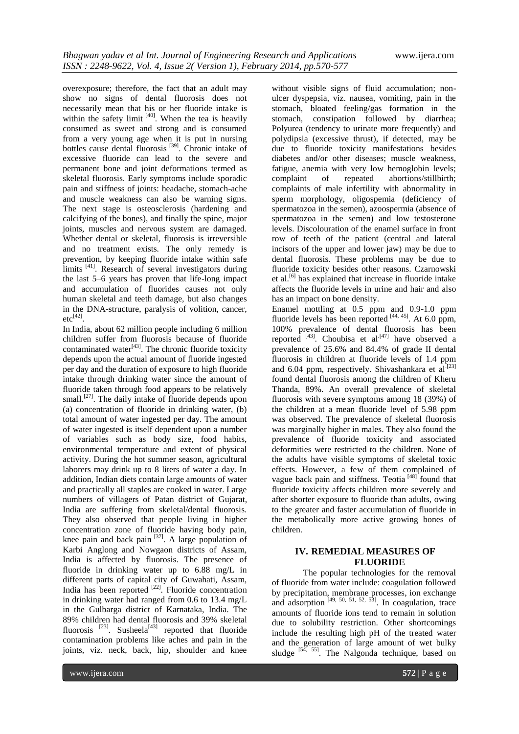overexposure; therefore, the fact that an adult may show no signs of dental fluorosis does not necessarily mean that his or her fluoride intake is within the safety limit [40]. When the tea is heavily consumed as sweet and strong and is consumed from a very young age when it is put in nursing bottles cause dental fluorosis [39]. Chronic intake of excessive fluoride can lead to the severe and permanent bone and joint deformations termed as skeletal fluorosis. Early symptoms include sporadic pain and stiffness of joints: headache, stomach-ache and muscle weakness can also be warning signs. The next stage is osteosclerosis (hardening and calcifying of the bones), and finally the spine, major joints, muscles and nervous system are damaged. Whether dental or skeletal, fluorosis is irreversible and no treatment exists. The only remedy is prevention, by keeping fluoride intake within safe limits [41]. Research of several investigators during the last 5–6 years has proven that life-long impact and accumulation of fluorides causes not only human skeletal and teeth damage, but also changes in the DNA-structure, paralysis of volition, cancer, etc[42].

In India, about 62 million people including 6 million children suffer from fluorosis because of fluoride contaminated water[43]. The chronic fluoride toxicity depends upon the actual amount of fluoride ingested per day and the duration of exposure to high fluoride intake through drinking water since the amount of fluoride taken through food appears to be relatively small.[27]. The daily intake of fluoride depends upon (a) concentration of fluoride in drinking water, (b) total amount of water ingested per day. The amount of water ingested is itself dependent upon a number of variables such as body size, food habits, environmental temperature and extent of physical activity. During the hot summer season, agricultural laborers may drink up to 8 liters of water a day. In addition, Indian diets contain large amounts of water and practically all staples are cooked in water. Large numbers of villagers of Patan district of Gujarat, India are suffering from skeletal/dental fluorosis. They also observed that people living in higher concentration zone of fluoride having body pain, knee pain and back pain [37]. A large population of Karbi Anglong and Nowgaon districts of Assam, India is affected by fluorosis. The presence of fluoride in drinking water up to 6.88 mg/L in different parts of capital city of Guwahati, Assam, India has been reported [22]. Fluoride concentration in drinking water had ranged from 0.6 to 13.4 mg/L in the Gulbarga district of Karnataka, India. The 89% children had dental fluorosis and 39% skeletal fluorosis [23]. Susheela[43] reported that fluoride contamination problems like aches and pain in the joints, viz. neck, back, hip, shoulder and knee without visible signs of fluid accumulation; non-ulcer dyspepsia, viz. nausea, vomiting, pain in the stomach, bloated feeling/gas formation in the stomach, constipation followed by diarrhea; Polyurea (tendency to urinate more frequently) and polydipsia (excessive thrust), if detected, may be due to fluoride toxicity manifestations besides diabetes and/or other diseases; muscle weakness, fatigue, anemia with very low hemoglobin levels; complaint of repeated abortions/stillbirth; complaints of male infertility with abnormality in sperm morphology, oligospemia (deficiency of spermatozoa in the semen), azoospermia (absence of spermatozoa in the semen) and low testosterone levels. Discolouration of the enamel surface in front row of teeth of the patient (central and lateral incisors of the upper and lower jaw) may be due to dental fluorosis. These problems may be due to fluoride toxicity besides other reasons. Czarnowski et al.[6] has explained that increase in fluoride intake affects the fluoride levels in urine and hair and also has an impact on bone density.

Enamel mottling at 0.5 ppm and 0.9-1.0 ppm fluoride levels has been reported [44, 45]. At 6.0 ppm, 100% prevalence of dental fluorosis has been reported [43]. Choubisa et al[47] have observed a prevalence of 25.6% and 84.4% of grade II dental fluorosis in children at fluoride levels of 1.4 ppm and 6.04 ppm, respectively. Shivashankara et al[23] found dental fluorosis among the children of Kheru Thanda, 89%. An overall prevalence of skeletal fluorosis with severe symptoms among 18 (39%) of the children at a mean fluoride level of 5.98 ppm was observed. The prevalence of skeletal fluorosis was marginally higher in males. They also found the prevalence of fluoride toxicity and associated deformities were restricted to the children. None of the adults have visible symptoms of skeletal toxic effects. However, a few of them complained of vague back pain and stiffness. Teotia [48] found that fluoride toxicity affects children more severely and after shorter exposure to fluoride than adults, owing to the greater and faster accumulation of fluoride in the metabolically more active growing bones of children.

## IV. REMEDIAL MEASURES OF FLUORIDE

The popular technologies for the removal of fluoride from water include: coagulation followed by precipitation, membrane processes, ion exchange and adsorption [49, 50, 51, 52, 53]. In coagulation, trace amounts of fluoride ions tend to remain in solution due to solubility restriction. Other shortcomings include the resulting high pH of the treated water and the generation of large amount of wet bulky sludge [54, 55]. The Nalgonda technique, based on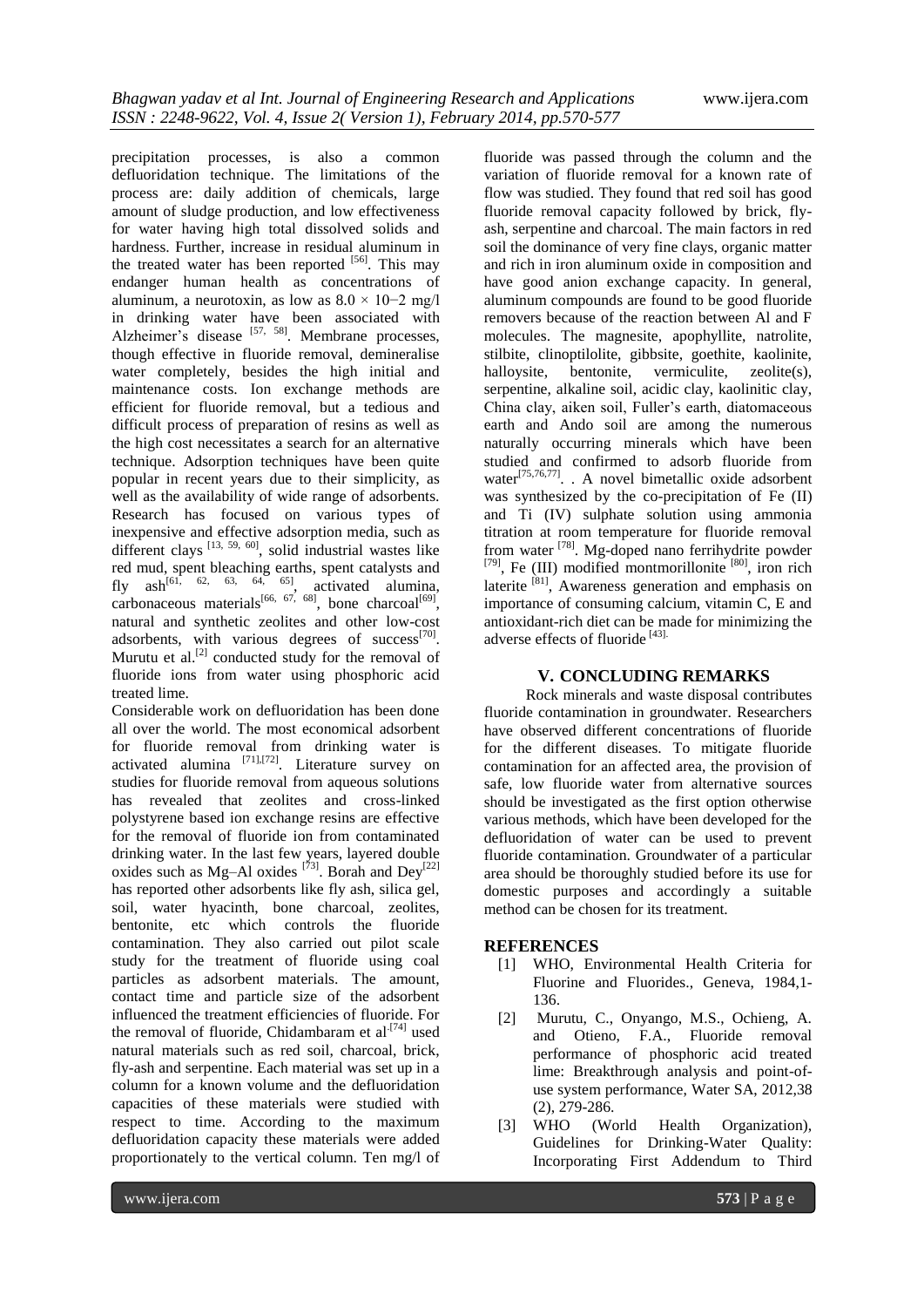precipitation processes, is also a common defluoridation technique. The limitations of the process are: daily addition of chemicals, large amount of sludge production, and low effectiveness for water having high total dissolved solids and hardness. Further, increase in residual aluminum in the treated water has been reported [56]. This may endanger human health as concentrations of aluminum, a neurotoxin, as low as $8.0 \times 10{-}2$ mg/l in drinking water have been associated with Alzheimer's disease [57, 58]. Membrane processes, though effective in fluoride removal, demineralise water completely, besides the high initial and maintenance costs. Ion exchange methods are efficient for fluoride removal, but a tedious and difficult process of preparation of resins as well as the high cost necessitates a search for an alternative technique. Adsorption techniques have been quite popular in recent years due to their simplicity, as well as the availability of wide range of adsorbents. Research has focused on various types of inexpensive and effective adsorption media, such as different clays [13, 59, 60], solid industrial wastes like red mud, spent bleaching earths, spent catalysts and fly ash[61, 62, 63, 64, 65], activated alumina, carbonaceous materials[66, 67, 68], bone charcoal[69], natural and synthetic zeolites and other low-cost adsorbents, with various degrees of success[70]. Murutu et al.[2] conducted study for the removal of fluoride ions from water using phosphoric acid treated lime.

Considerable work on defluoridation has been done all over the world. The most economical adsorbent for fluoride removal from drinking water is activated alumina [71],[72]. Literature survey on studies for fluoride removal from aqueous solutions has revealed that zeolites and cross-linked polystyrene based ion exchange resins are effective for the removal of fluoride ion from contaminated drinking water. In the last few years, layered double oxides such as Mg–Al oxides [73]. Borah and Dey[22] has reported other adsorbents like fly ash, silica gel, soil, water hyacinth, bone charcoal, zeolites, bentonite, etc which controls the fluoride contamination. They also carried out pilot scale study for the treatment of fluoride using coal particles as adsorbent materials. The amount, contact time and particle size of the adsorbent influenced the treatment efficiencies of fluoride. For the removal of fluoride, Chidambaram et al [74] used natural materials such as red soil, charcoal, brick, fly-ash and serpentine. Each material was set up in a column for a known volume and the defluoridation capacities of these materials were studied with respect to time. According to the maximum defluoridation capacity these materials were added proportionately to the vertical column. Ten mg/l of fluoride was passed through the column and the variation of fluoride removal for a known rate of flow was studied. They found that red soil has good fluoride removal capacity followed by brick, fly-ash, serpentine and charcoal. The main factors in red soil the dominance of very fine clays, organic matter and rich in iron aluminum oxide in composition and have good anion exchange capacity. In general, aluminum compounds are found to be good fluoride removers because of the reaction between Al and F molecules. The magnesite, apophyllite, natrolite, stilbite, clinoptilolite, gibbsite, goethite, kaolinite, halloysite, bentonite, vermiculite, zeolite(s), serpentine, alkaline soil, acidic clay, kaolinitic clay, China clay, aiken soil, Fuller's earth, diatomaceous earth and Ando soil are among the numerous naturally occurring minerals which have been studied and confirmed to adsorb fluoride from water[75,76,77]. . A novel bimetallic oxide adsorbent was synthesized by the co-precipitation of Fe (II) and Ti (IV) sulphate solution using ammonia titration at room temperature for fluoride removal from water [78]. Mg-doped nano ferrihydrite powder [79], Fe (III) modified montmorillonite [80], iron rich laterite [81], Awareness generation and emphasis on importance of consuming calcium, vitamin C, E and antioxidant-rich diet can be made for minimizing the adverse effects of fluoride [43].

## V. CONCLUDING REMARKS

Rock minerals and waste disposal contributes fluoride contamination in groundwater. Researchers have observed different concentrations of fluoride for the different diseases. To mitigate fluoride contamination for an affected area, the provision of safe, low fluoride water from alternative sources should be investigated as the first option otherwise various methods, which have been developed for the defluoridation of water can be used to prevent fluoride contamination. Groundwater of a particular area should be thoroughly studied before its use for domestic purposes and accordingly a suitable method can be chosen for its treatment.

## REFERENCES

[1] WHO, Environmental Health Criteria for Fluorine and Fluorides., Geneva, 1984,1-136.

[2] Murutu, C., Onyango, M.S., Ochieng, A. and Otieno, F.A., Fluoride removal performance of phosphoric acid treated lime: Breakthrough analysis and point-of-use system performance, Water SA, 2012,38 (2), 279-286.

[3] WHO (World Health Organization), Guidelines for Drinking-Water Quality: Incorporating First Addendum to Third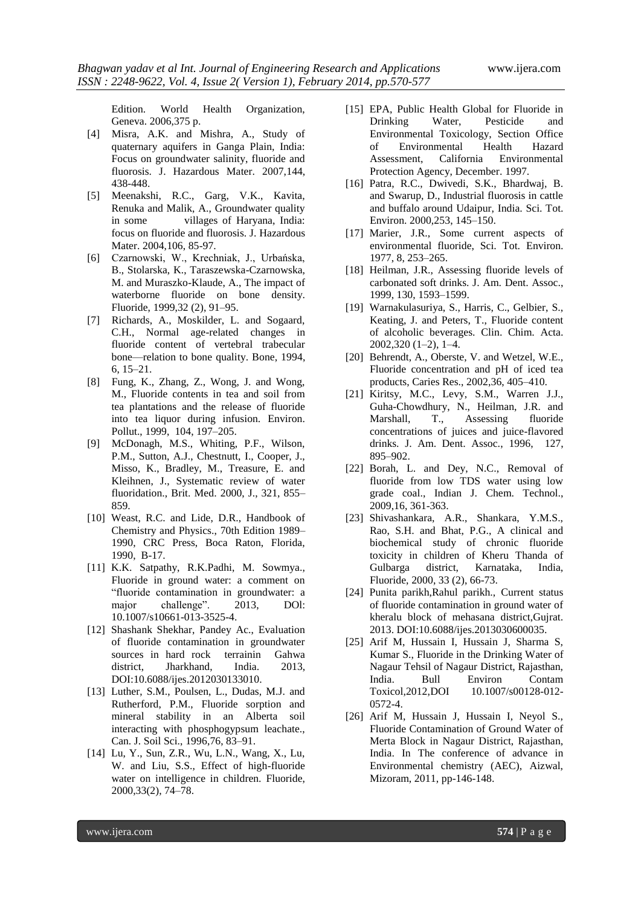Edition. World Health Organization, Geneva. 2006,375 p.

- [4] Misra, A.K. and Mishra, A., Study of quaternary aquifers in Ganga Plain, India: Focus on groundwater salinity, fluoride and fluorosis. J. Hazardous Mater. 2007,144, 438-448.
- [5] Meenakshi, R.C., Garg, V.K., Kavita, Renuka and Malik, A., Groundwater quality in some villages of Haryana, India: focus on fluoride and fluorosis. J. Hazardous Mater. 2004,106, 85-97.
- [6] Czarnowski, W., Krechniak, J., Urbańska, B., Stolarska, K., Taraszewska-Czarnowska, M. and Muraszko-Klaude, A., The impact of waterborne fluoride on bone density. Fluoride, 1999,32 (2), 91–95.
- [7] Richards, A., Moskilder, L. and Sogaard, C.H., Normal age-related changes in fluoride content of vertebral trabecular bone—relation to bone quality. Bone, 1994, 6, 15–21.
- [8] Fung, K., Zhang, Z., Wong, J. and Wong, M., Fluoride contents in tea and soil from tea plantations and the release of fluoride into tea liquor during infusion. Environ. Pollut., 1999, 104, 197–205.
- [9] McDonagh, M.S., Whiting, P.F., Wilson, P.M., Sutton, A.J., Chestnutt, I., Cooper, J., Misso, K., Bradley, M., Treasure, E. and Kleihnen, J., Systematic review of water fluoridation., Brit. Med. 2000, J., 321, 855–859.
- [10] Weast, R.C. and Lide, D.R., Handbook of Chemistry and Physics., 70th Edition 1989–1990, CRC Press, Boca Raton, Florida, 1990, B-17.
- [11] K.K. Satpathy, R.K.Padhi, M. Sowmya., Fluoride in ground water: a comment on "fluoride contamination in groundwater: a major challenge". 2013, DOI: 10.1007/s10661-013-3525-4.
- [12] Shashank Shekhar, Pandey Ac., Evaluation of fluoride contamination in groundwater sources in hard rock terrainin Gahwa district, Jharkhand, India. 2013, DOI:10.6088/ijes.2012030133010.
- [13] Luther, S.M., Poulsen, L., Dudas, M.J. and Rutherford, P.M., Fluoride sorption and mineral stability in an Alberta soil interacting with phosphogypsum leachate., Can. J. Soil Sci., 1996,76, 83–91.
- [14] Lu, Y., Sun, Z.R., Wu, L.N., Wang, X., Lu, W. and Liu, S.S., Effect of high-fluoride water on intelligence in children. Fluoride, 2000,33(2), 74–78.
- [15] EPA, Public Health Global for Fluoride in Drinking Water, Pesticide and Environmental Toxicology, Section Office of Environmental Health Hazard Assessment, California Environmental Protection Agency, December. 1997.
- [16] Patra, R.C., Dwivedi, S.K., Bhardwaj, B. and Swarup, D., Industrial fluorosis in cattle and buffalo around Udaipur, India. Sci. Tot. Environ. 2000,253, 145–150.
- [17] Marier, J.R., Some current aspects of environmental fluoride, Sci. Tot. Environ. 1977, 8, 253–265.
- [18] Heilman, J.R., Assessing fluoride levels of carbonated soft drinks. J. Am. Dent. Assoc., 1999, 130, 1593–1599.
- [19] Warnakulasuriya, S., Harris, C., Gelbier, S., Keating, J. and Peters, T., Fluoride content of alcoholic beverages. Clin. Chim. Acta. 2002,320 (1–2), 1–4.
- [20] Behrendt, A., Oberste, V. and Wetzel, W.E., Fluoride concentration and pH of iced tea products, Caries Res., 2002,36, 405–410.
- [21] Kiritsy, M.C., Levy, S.M., Warren J.J., Guha-Chowdhury, N., Heilman, J.R. and Marshall, T., Assessing fluoride concentrations of juices and juice-flavored drinks. J. Am. Dent. Assoc., 1996, 127, 895–902.
- [22] Borah, L. and Dey, N.C., Removal of fluoride from low TDS water using low grade coal., Indian J. Chem. Technol., 2009,16, 361-363.
- [23] Shivashankara, A.R., Shankara, Y.M.S., Rao, S.H. and Bhat, P.G., A clinical and biochemical study of chronic fluoride toxicity in children of Kheru Thanda of Gulbarga district, Karnataka, India, Fluoride, 2000, 33 (2), 66-73.
- [24] Punita parikh,Rahul parikh., Current status of fluoride contamination in ground water of kheralu block of mehasana district,Gujrat. 2013. DOI:10.6088/ijes.2013030600035.
- [25] Arif M, Hussain I, Hussain J, Sharma S, Kumar S., Fluoride in the Drinking Water of Nagaur Tehsil of Nagaur District, Rajasthan, India. Bull Environ Contam Toxicol,2012,DOI 10.1007/s00128-012-0572-4.
- [26] Arif M, Hussain J, Hussain I, Neyol S., Fluoride Contamination of Ground Water of Merta Block in Nagaur District, Rajasthan, India. In The conference of advance in Environmental chemistry (AEC), Aizwal, Mizoram, 2011, pp-146-148.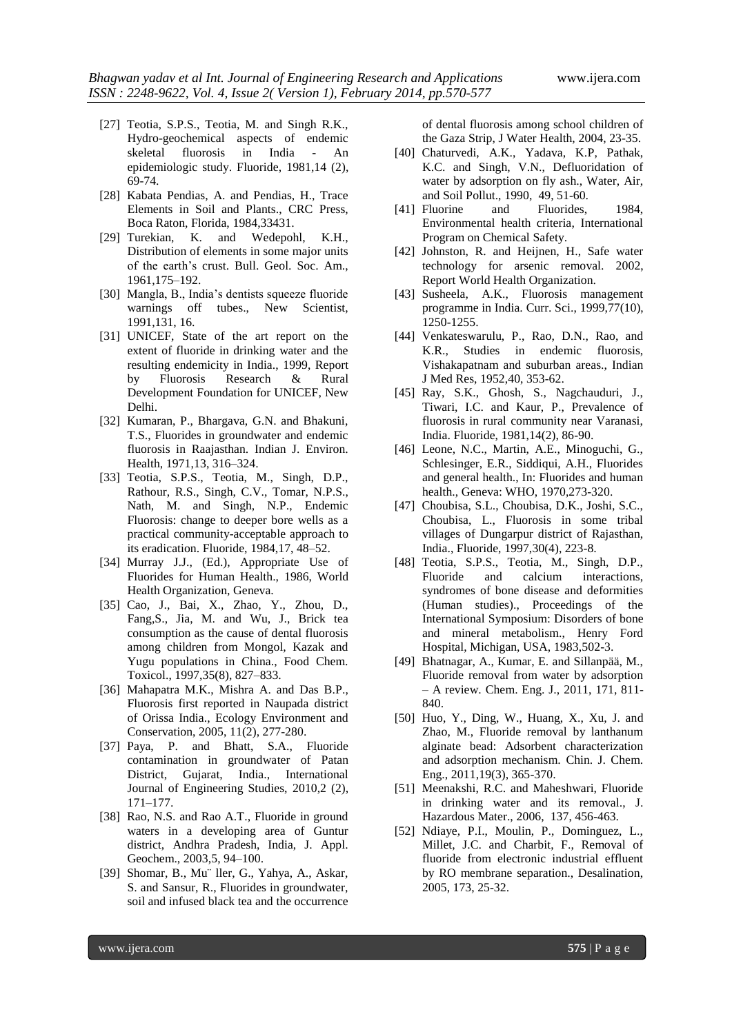[27] Teotia, S.P.S., Teotia, M. and Singh R.K., Hydro-geochemical aspects of endemic skeletal fluorosis in India - An epidemiologic study. Fluoride, 1981,14 (2), 69-74.

[28] Kabata Pendias, A. and Pendias, H., Trace Elements in Soil and Plants., CRC Press, Boca Raton, Florida, 1984,33431.

[29] Turekian, K. and Wedepohl, K.H., Distribution of elements in some major units of the earth's crust. Bull. Geol. Soc. Am., 1961,175–192.

[30] Mangla, B., India's dentists squeeze fluoride warnings off tubes., New Scientist, 1991,131, 16.

[31] UNICEF, State of the art report on the extent of fluoride in drinking water and the resulting endemicity in India., 1999, Report by Fluorosis Research & Rural Development Foundation for UNICEF, New Delhi.

[32] Kumaran, P., Bhargava, G.N. and Bhakuni, T.S., Fluorides in groundwater and endemic fluorosis in Raajasthan. Indian J. Environ. Health, 1971,13, 316–324.

[33] Teotia, S.P.S., Teotia, M., Singh, D.P., Rathour, R.S., Singh, C.V., Tomar, N.P.S., Nath, M. and Singh, N.P., Endemic Fluorosis: change to deeper bore wells as a practical community-acceptable approach to its eradication. Fluoride, 1984,17, 48–52.

[34] Murray J.J., (Ed.), Appropriate Use of Fluorides for Human Health., 1986, World Health Organization, Geneva.

[35] Cao, J., Bai, X., Zhao, Y., Zhou, D., Fang,S., Jia, M. and Wu, J., Brick tea consumption as the cause of dental fluorosis among children from Mongol, Kazak and Yugu populations in China., Food Chem. Toxicol., 1997,35(8), 827–833.

[36] Mahapatra M.K., Mishra A. and Das B.P., Fluorosis first reported in Naupada district of Orissa India., Ecology Environment and Conservation, 2005, 11(2), 277-280.

[37] Paya, P. and Bhatt, S.A., Fluoride contamination in groundwater of Patan District, Gujarat, India., International Journal of Engineering Studies, 2010,2 (2), 171–177.

[38] Rao, N.S. and Rao A.T., Fluoride in ground waters in a developing area of Guntur district, Andhra Pradesh, India, J. Appl. Geochem., 2003,5, 94–100.

[39] Shomar, B., Mu¨ ller, G., Yahya, A., Askar, S. and Sansur, R., Fluorides in groundwater, soil and infused black tea and the occurrence of dental fluorosis among school children of the Gaza Strip, J Water Health, 2004, 23-35.

[40] Chaturvedi, A.K., Yadava, K.P, Pathak, K.C. and Singh, V.N., Defluoridation of water by adsorption on fly ash., Water, Air, and Soil Pollut., 1990, 49, 51-60.

[41] Fluorine and Fluorides, 1984, Environmental health criteria, International Program on Chemical Safety.

[42] Johnston, R. and Heijnen, H., Safe water technology for arsenic removal. 2002, Report World Health Organization.

[43] Susheela, A.K., Fluorosis management programme in India. Curr. Sci., 1999,77(10), 1250-1255.

[44] Venkateswarulu, P., Rao, D.N., Rao, and K.R., Studies in endemic fluorosis, Vishakapatnam and suburban areas., Indian J Med Res, 1952,40, 353-62.

[45] Ray, S.K., Ghosh, S., Nagchauduri, J., Tiwari, I.C. and Kaur, P., Prevalence of fluorosis in rural community near Varanasi, India. Fluoride, 1981,14(2), 86-90.

[46] Leone, N.C., Martin, A.E., Minoguchi, G., Schlesinger, E.R., Siddiqui, A.H., Fluorides and general health., In: Fluorides and human health., Geneva: WHO, 1970,273-320.

[47] Choubisa, S.L., Choubisa, D.K., Joshi, S.C., Choubisa, L., Fluorosis in some tribal villages of Dungarpur district of Rajasthan, India., Fluoride, 1997,30(4), 223-8.

[48] Teotia, S.P.S., Teotia, M., Singh, D.P., Fluoride and calcium interactions, syndromes of bone disease and deformities (Human studies)., Proceedings of the International Symposium: Disorders of bone and mineral metabolism., Henry Ford Hospital, Michigan, USA, 1983,502-3.

[49] Bhatnagar, A., Kumar, E. and Sillanpää, M., Fluoride removal from water by adsorption – A review. Chem. Eng. J., 2011, 171, 811-840.

[50] Huo, Y., Ding, W., Huang, X., Xu, J. and Zhao, M., Fluoride removal by lanthanum alginate bead: Adsorbent characterization and adsorption mechanism. Chin. J. Chem. Eng., 2011,19(3), 365-370.

[51] Meenakshi, R.C. and Maheshwari, Fluoride in drinking water and its removal., J. Hazardous Mater., 2006, 137, 456-463.

[52] Ndiaye, P.I., Moulin, P., Dominguez, L., Millet, J.C. and Charbit, F., Removal of fluoride from electronic industrial effluent by RO membrane separation., Desalination, 2005, 173, 25-32.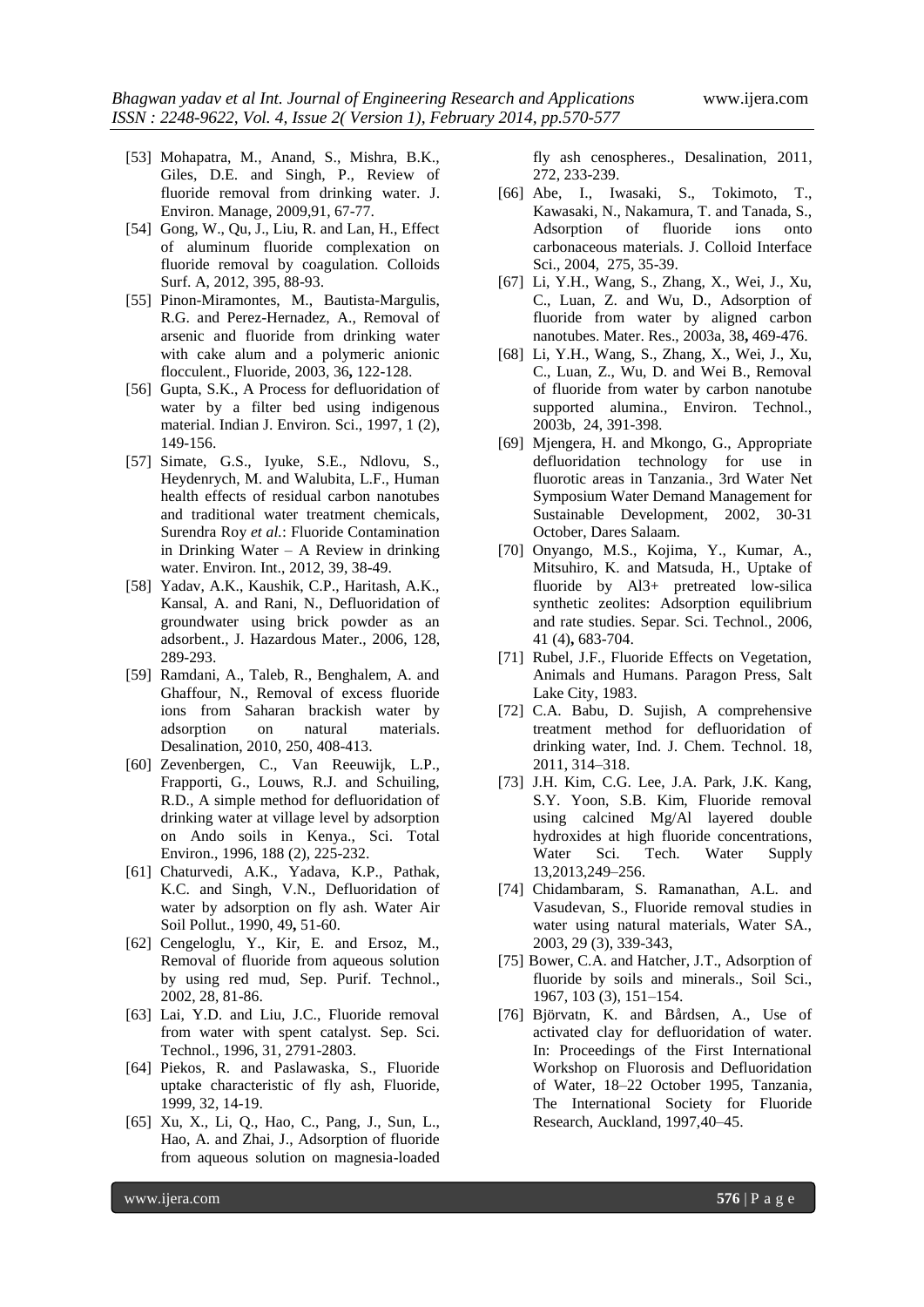[53] Mohapatra, M., Anand, S., Mishra, B.K., Giles, D.E. and Singh, P., Review of fluoride removal from drinking water. J. Environ. Manage, 2009,91, 67-77.

[54] Gong, W., Qu, J., Liu, R. and Lan, H., Effect of aluminum fluoride complexation on fluoride removal by coagulation. Colloids Surf. A, 2012, 395, 88-93.

[55] Pinon-Miramontes, M., Bautista-Margulis, R.G. and Perez-Hernadez, A., Removal of arsenic and fluoride from drinking water with cake alum and a polymeric anionic flocculent., Fluoride, 2003, 36**,** 122-128.

[56] Gupta, S.K., A Process for defluoridation of water by a filter bed using indigenous material. Indian J. Environ. Sci., 1997, 1 (2), 149-156.

[57] Simate, G.S., Iyuke, S.E., Ndlovu, S., Heydenrych, M. and Walubita, L.F., Human health effects of residual carbon nanotubes and traditional water treatment chemicals, Surendra Roy *et al.*: Fluoride Contamination in Drinking Water – A Review in drinking water. Environ. Int., 2012, 39, 38-49.

[58] Yadav, A.K., Kaushik, C.P., Haritash, A.K., Kansal, A. and Rani, N., Defluoridation of groundwater using brick powder as an adsorbent., J. Hazardous Mater., 2006, 128, 289-293.

[59] Ramdani, A., Taleb, R., Benghalem, A. and Ghaffour, N., Removal of excess fluoride ions from Saharan brackish water by adsorption on natural materials. Desalination, 2010, 250, 408-413.

[60] Zevenbergen, C., Van Reeuwijk, L.P., Frapporti, G., Louws, R.J. and Schuiling, R.D., A simple method for defluoridation of drinking water at village level by adsorption on Ando soils in Kenya., Sci. Total Environ., 1996, 188 (2), 225-232.

[61] Chaturvedi, A.K., Yadava, K.P., Pathak, K.C. and Singh, V.N., Defluoridation of water by adsorption on fly ash. Water Air Soil Pollut., 1990, 49**,** 51-60.

[62] Cengeloglu, Y., Kir, E. and Ersoz, M., Removal of fluoride from aqueous solution by using red mud, Sep. Purif. Technol., 2002, 28, 81-86.

[63] Lai, Y.D. and Liu, J.C., Fluoride removal from water with spent catalyst. Sep. Sci. Technol., 1996, 31, 2791-2803.

[64] Piekos, R. and Paslawaska, S., Fluoride uptake characteristic of fly ash, Fluoride, 1999, 32, 14-19.

[65] Xu, X., Li, Q., Hao, C., Pang, J., Sun, L., Hao, A. and Zhai, J., Adsorption of fluoride from aqueous solution on magnesia-loaded fly ash cenospheres., Desalination, 2011, 272, 233-239.

[66] Abe, I., Iwasaki, S., Tokimoto, T., Kawasaki, N., Nakamura, T. and Tanada, S., Adsorption of fluoride ions onto carbonaceous materials. J. Colloid Interface Sci., 2004, 275, 35-39.

[67] Li, Y.H., Wang, S., Zhang, X., Wei, J., Xu, C., Luan, Z. and Wu, D., Adsorption of fluoride from water by aligned carbon nanotubes. Mater. Res., 2003a, 38**,** 469-476.

[68] Li, Y.H., Wang, S., Zhang, X., Wei, J., Xu, C., Luan, Z., Wu, D. and Wei B., Removal of fluoride from water by carbon nanotube supported alumina., Environ. Technol., 2003b, 24, 391-398.

[69] Mjengera, H. and Mkongo, G., Appropriate defluoridation technology for use in fluorotic areas in Tanzania., 3rd Water Net Symposium Water Demand Management for Sustainable Development, 2002, 30-31 October, Dares Salaam.

[70] Onyango, M.S., Kojima, Y., Kumar, A., Mitsuhiro, K. and Matsuda, H., Uptake of fluoride by Al3+ pretreated low-silica synthetic zeolites: Adsorption equilibrium and rate studies. Separ. Sci. Technol., 2006, 41 (4)**,** 683-704.

[71] Rubel, J.F., Fluoride Effects on Vegetation, Animals and Humans. Paragon Press, Salt Lake City, 1983.

[72] C.A. Babu, D. Sujish, A comprehensive treatment method for defluoridation of drinking water, Ind. J. Chem. Technol. 18, 2011, 314–318.

[73] J.H. Kim, C.G. Lee, J.A. Park, J.K. Kang, S.Y. Yoon, S.B. Kim, Fluoride removal using calcined Mg/Al layered double hydroxides at high fluoride concentrations, Water Sci. Tech. Water Supply 13,2013,249–256.

[74] Chidambaram, S. Ramanathan, A.L. and Vasudevan, S., Fluoride removal studies in water using natural materials, Water SA., 2003, 29 (3), 339-343,

[75] Bower, C.A. and Hatcher, J.T., Adsorption of fluoride by soils and minerals., Soil Sci., 1967, 103 (3), 151–154.

[76] Björvatn, K. and Bårdsen, A., Use of activated clay for defluoridation of water. In: Proceedings of the First International Workshop on Fluorosis and Defluoridation of Water, 18–22 October 1995, Tanzania, The International Society for Fluoride Research, Auckland, 1997,40–45.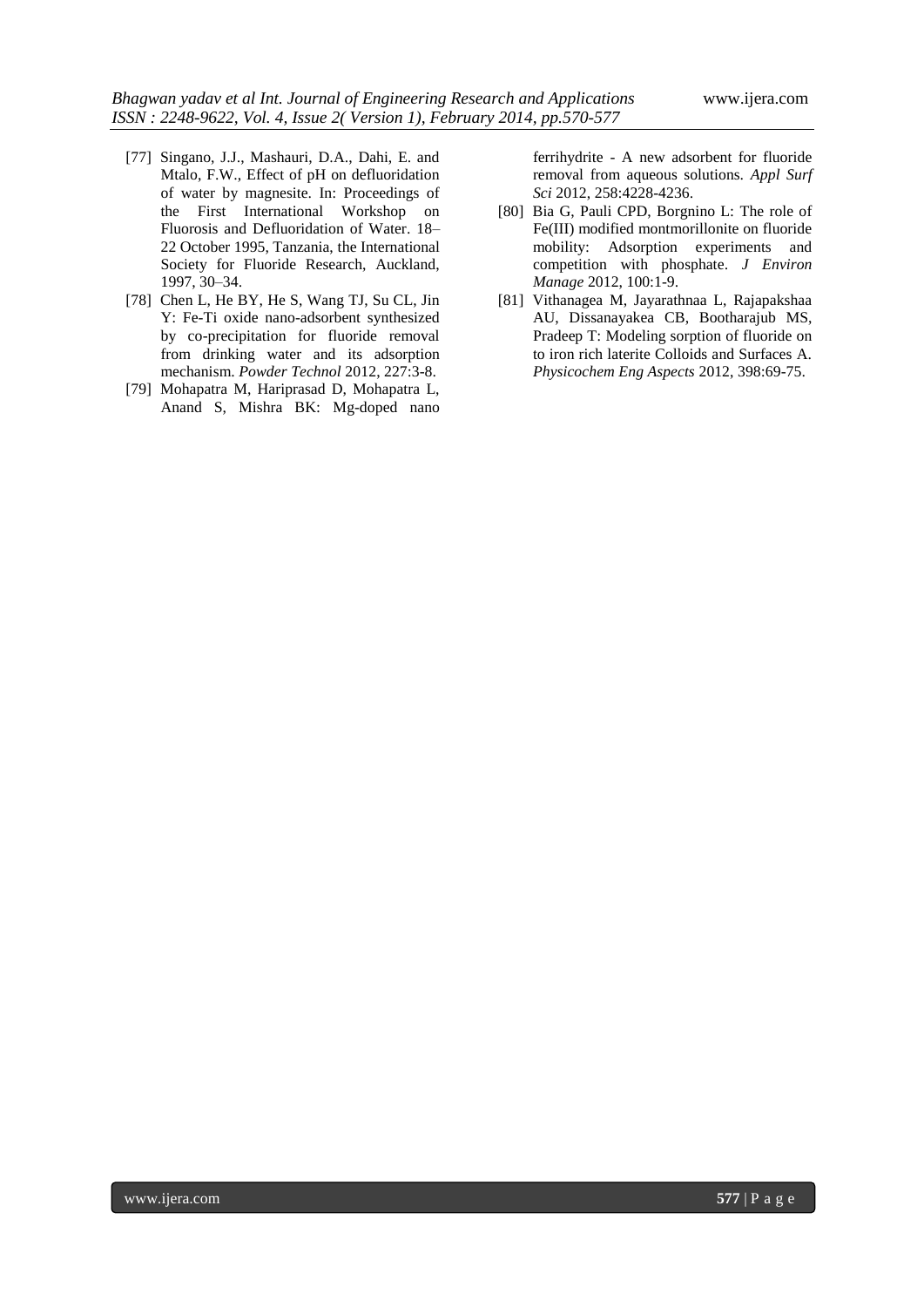- [77] Singano, J.J., Mashauri, D.A., Dahi, E. and Mtalo, F.W., Effect of pH on defluoridation of water by magnesite. In: Proceedings of the First International Workshop on Fluorosis and Defluoridation of Water. 18–22 October 1995, Tanzania, the International Society for Fluoride Research, Auckland, 1997, 30–34.
- [78] Chen L, He BY, He S, Wang TJ, Su CL, Jin Y: Fe-Ti oxide nano-adsorbent synthesized by co-precipitation for fluoride removal from drinking water and its adsorption mechanism. *Powder Technol* 2012, 227:3-8.
- [79] Mohapatra M, Hariprasad D, Mohapatra L, Anand S, Mishra BK: Mg-doped nano ferrihydrite - A new adsorbent for fluoride removal from aqueous solutions. *Appl Surf Sci* 2012, 258:4228-4236.
- [80] Bia G, Pauli CPD, Borgnino L: The role of Fe(III) modified montmorillonite on fluoride mobility: Adsorption experiments and competition with phosphate. *J Environ Manage* 2012, 100:1-9.
- [81] Vithanagea M, Jayarathnaa L, Rajapakshaa AU, Dissanayakea CB, Bootharajub MS, Pradeep T: Modeling sorption of fluoride on to iron rich laterite Colloids and Surfaces A. *Physicochem Eng Aspects* 2012, 398:69-75.